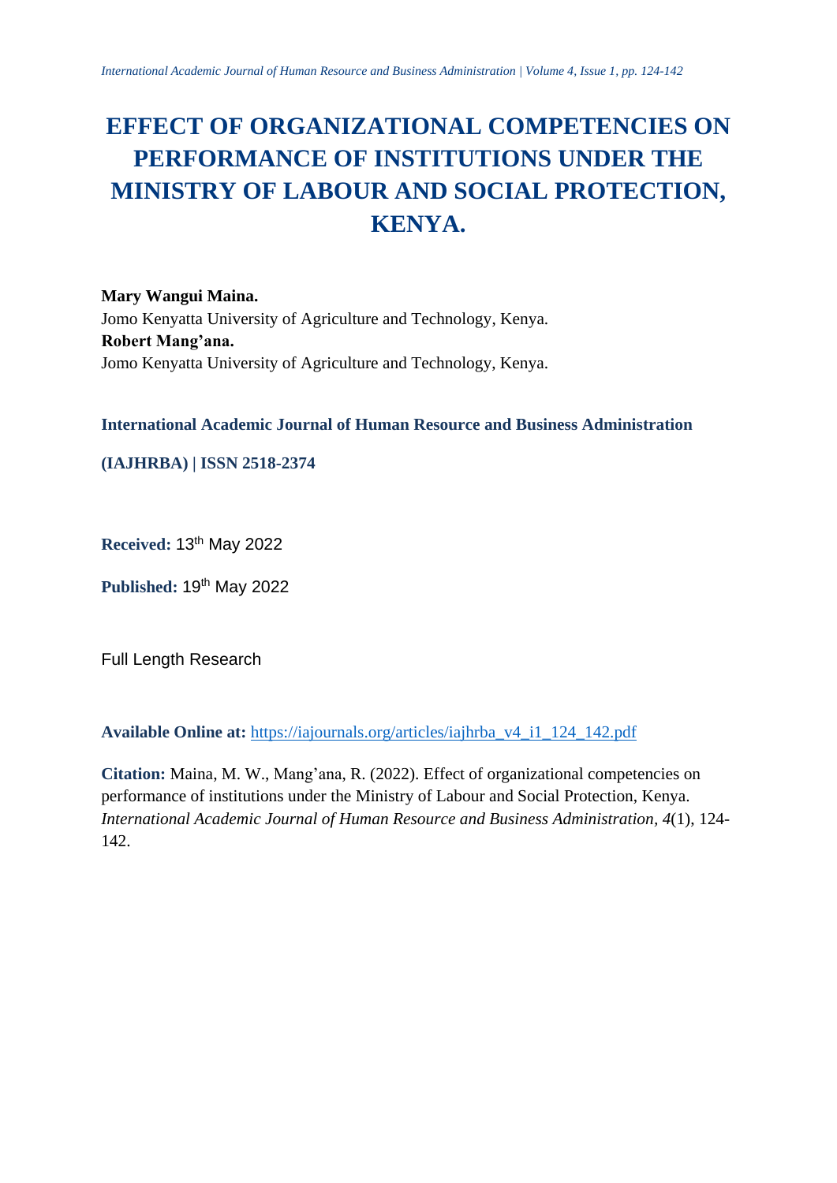# EFFECT OF ORGANIZATIONAL COMPETENCIES ON PERFORMANCE OF INSTITUTIONS UNDER THE MINISTRY OF LABOUR AND SOCIAL PROTECTION, KENYA.

**Mary Wangui Maina.**
Jomo Kenyatta University of Agriculture and Technology, Kenya.
**Robert Mang'ana.**
Jomo Kenyatta University of Agriculture and Technology, Kenya.

**International Academic Journal of Human Resource and Business Administration**

**(IAJHRBA) | ISSN 2518-2374**

**Received:** 13th May 2022

**Published:** 19th May 2022

Full Length Research

**Available Online at:** https://iajournals.org/articles/iajhrba_v4_i1_124_142.pdf

**Citation:** Maina, M. W., Mang'ana, R. (2022). Effect of organizational competencies on performance of institutions under the Ministry of Labour and Social Protection, Kenya. *International Academic Journal of Human Resource and Business Administration*, *4*(1), 124-142.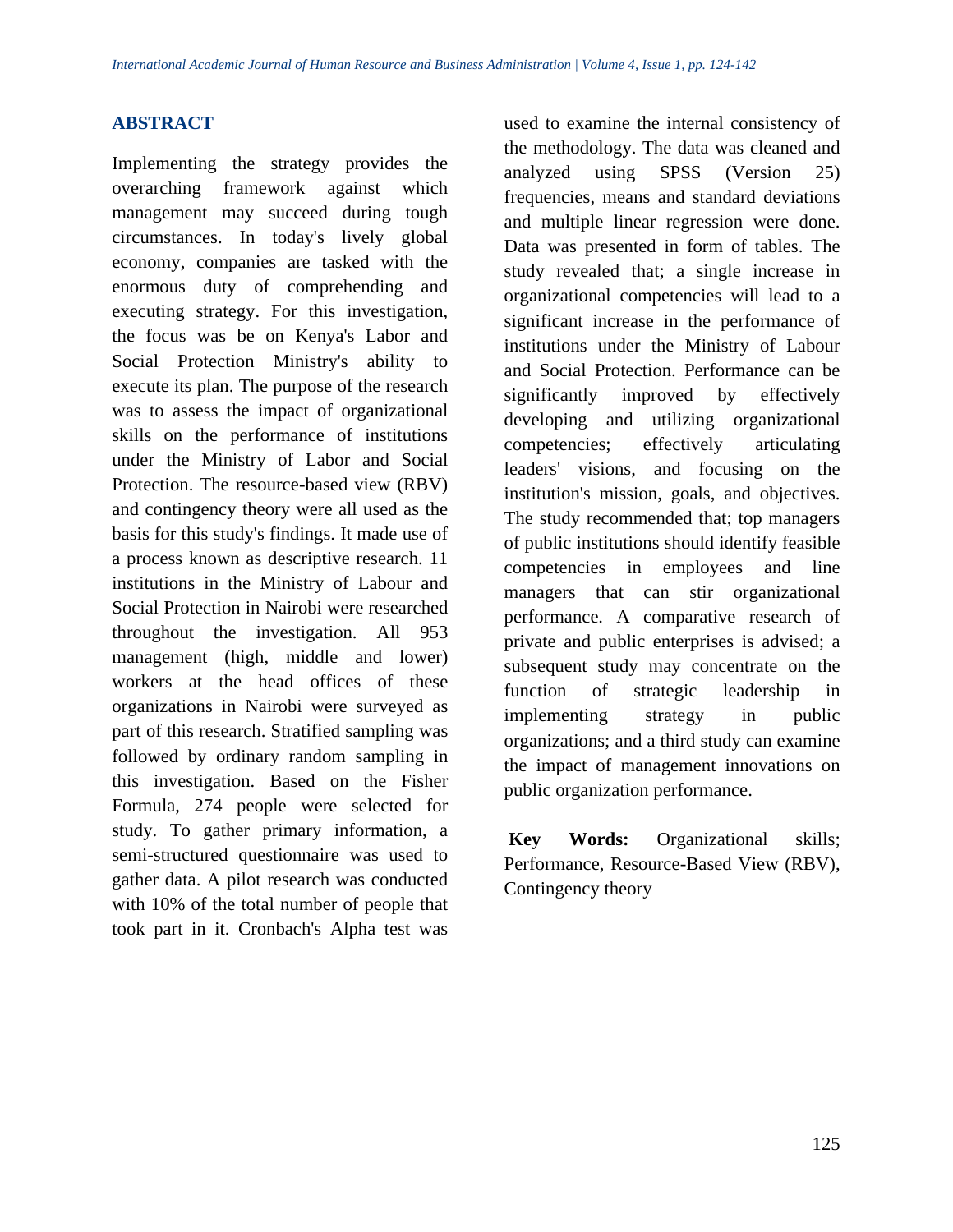## ABSTRACT

Implementing the strategy provides the overarching framework against which management may succeed during tough circumstances. In today's lively global economy, companies are tasked with the enormous duty of comprehending and executing strategy. For this investigation, the focus was be on Kenya's Labor and Social Protection Ministry's ability to execute its plan. The purpose of the research was to assess the impact of organizational skills on the performance of institutions under the Ministry of Labor and Social Protection. The resource-based view (RBV) and contingency theory were all used as the basis for this study's findings. It made use of a process known as descriptive research. 11 institutions in the Ministry of Labour and Social Protection in Nairobi were researched throughout the investigation. All 953 management (high, middle and lower) workers at the head offices of these organizations in Nairobi were surveyed as part of this research. Stratified sampling was followed by ordinary random sampling in this investigation. Based on the Fisher Formula, 274 people were selected for study. To gather primary information, a semi-structured questionnaire was used to gather data. A pilot research was conducted with 10% of the total number of people that took part in it. Cronbach's Alpha test was used to examine the internal consistency of the methodology. The data was cleaned and analyzed using SPSS (Version 25) frequencies, means and standard deviations and multiple linear regression were done. Data was presented in form of tables. The study revealed that; a single increase in organizational competencies will lead to a significant increase in the performance of institutions under the Ministry of Labour and Social Protection. Performance can be significantly improved by effectively developing and utilizing organizational competencies; effectively articulating leaders' visions, and focusing on the institution's mission, goals, and objectives. The study recommended that; top managers of public institutions should identify feasible competencies in employees and line managers that can stir organizational performance. A comparative research of private and public enterprises is advised; a subsequent study may concentrate on the function of strategic leadership in implementing strategy in public organizations; and a third study can examine the impact of management innovations on public organization performance.

**Key Words:** Organizational skills; Performance, Resource-Based View (RBV), Contingency theory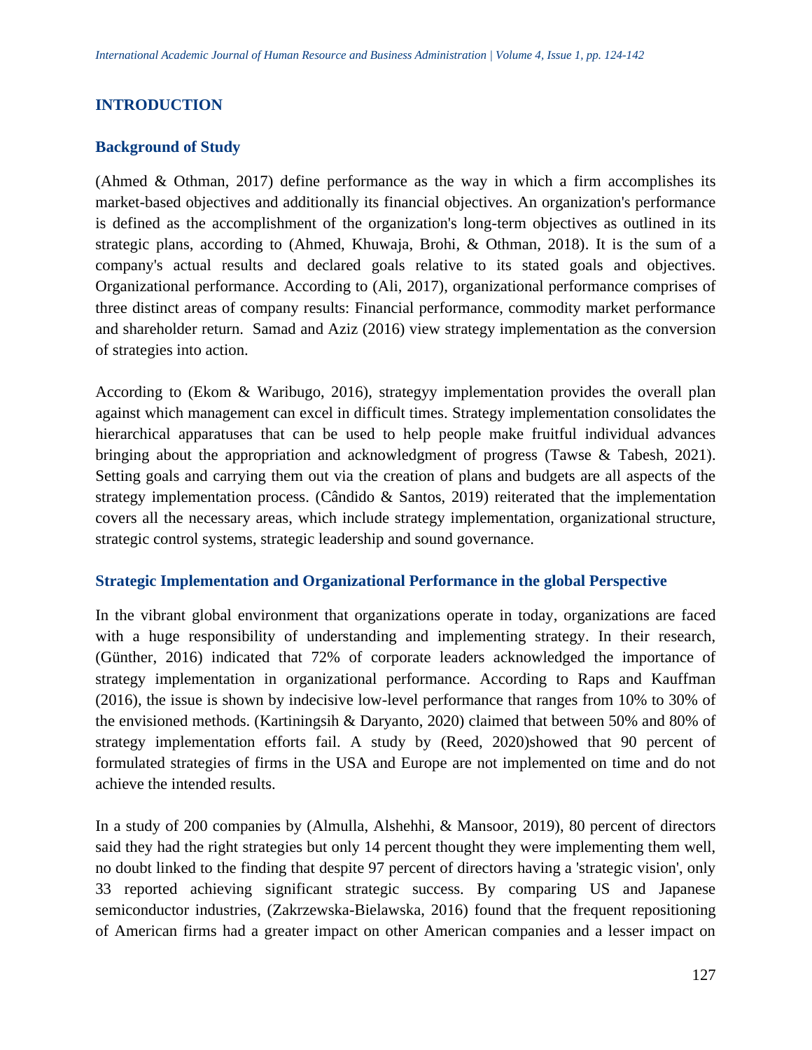## INTRODUCTION

### Background of Study

(Ahmed & Othman, 2017) define performance as the way in which a firm accomplishes its market-based objectives and additionally its financial objectives. An organization's performance is defined as the accomplishment of the organization's long-term objectives as outlined in its strategic plans, according to (Ahmed, Khuwaja, Brohi, & Othman, 2018). It is the sum of a company's actual results and declared goals relative to its stated goals and objectives. Organizational performance. According to (Ali, 2017), organizational performance comprises of three distinct areas of company results: Financial performance, commodity market performance and shareholder return. Samad and Aziz (2016) view strategy implementation as the conversion of strategies into action.

According to (Ekom & Waribugo, 2016), strategyy implementation provides the overall plan against which management can excel in difficult times. Strategy implementation consolidates the hierarchical apparatuses that can be used to help people make fruitful individual advances bringing about the appropriation and acknowledgment of progress (Tawse & Tabesh, 2021). Setting goals and carrying them out via the creation of plans and budgets are all aspects of the strategy implementation process. (Cândido & Santos, 2019) reiterated that the implementation covers all the necessary areas, which include strategy implementation, organizational structure, strategic control systems, strategic leadership and sound governance.

### Strategic Implementation and Organizational Performance in the global Perspective

In the vibrant global environment that organizations operate in today, organizations are faced with a huge responsibility of understanding and implementing strategy. In their research, (Günther, 2016) indicated that 72% of corporate leaders acknowledged the importance of strategy implementation in organizational performance. According to Raps and Kauffman (2016), the issue is shown by indecisive low-level performance that ranges from 10% to 30% of the envisioned methods. (Kartiningsih & Daryanto, 2020) claimed that between 50% and 80% of strategy implementation efforts fail. A study by (Reed, 2020)showed that 90 percent of formulated strategies of firms in the USA and Europe are not implemented on time and do not achieve the intended results.

In a study of 200 companies by (Almulla, Alshehhi, & Mansoor, 2019), 80 percent of directors said they had the right strategies but only 14 percent thought they were implementing them well, no doubt linked to the finding that despite 97 percent of directors having a 'strategic vision', only 33 reported achieving significant strategic success. By comparing US and Japanese semiconductor industries, (Zakrzewska-Bielawska, 2016) found that the frequent repositioning of American firms had a greater impact on other American companies and a lesser impact on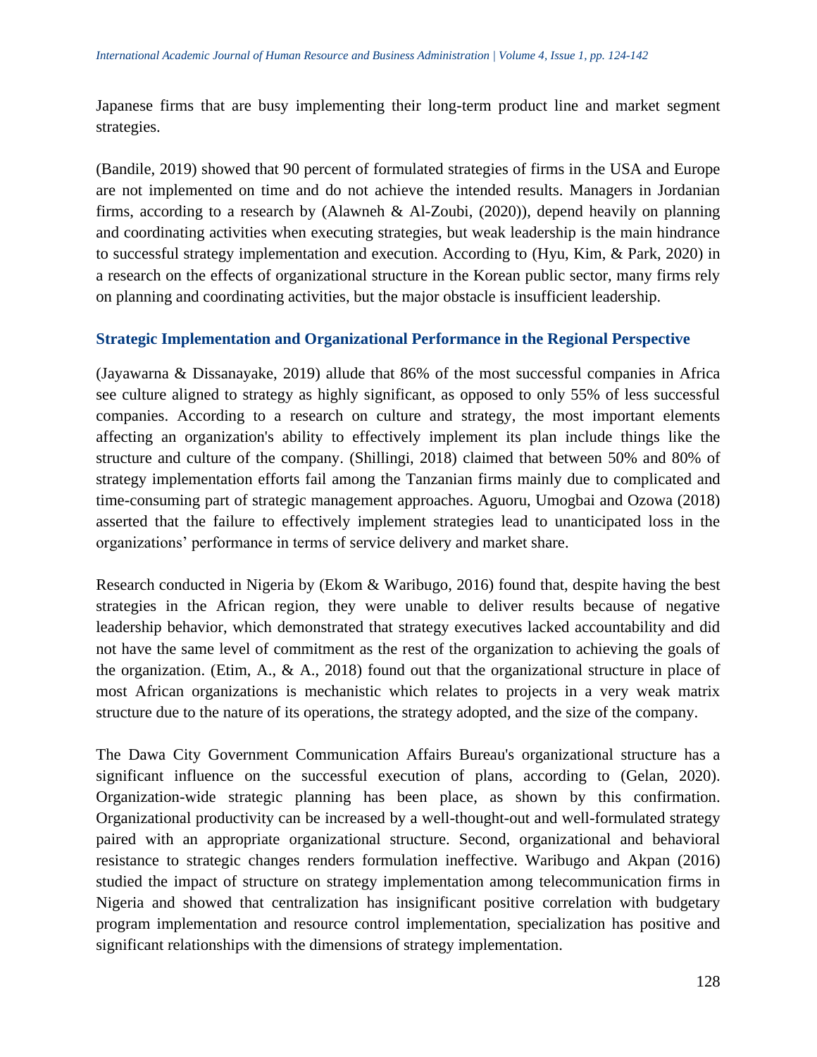Japanese firms that are busy implementing their long-term product line and market segment strategies.

(Bandile, 2019) showed that 90 percent of formulated strategies of firms in the USA and Europe are not implemented on time and do not achieve the intended results. Managers in Jordanian firms, according to a research by (Alawneh & Al-Zoubi, (2020)), depend heavily on planning and coordinating activities when executing strategies, but weak leadership is the main hindrance to successful strategy implementation and execution. According to (Hyu, Kim, & Park, 2020) in a research on the effects of organizational structure in the Korean public sector, many firms rely on planning and coordinating activities, but the major obstacle is insufficient leadership.

### Strategic Implementation and Organizational Performance in the Regional Perspective

(Jayawarna & Dissanayake, 2019) allude that 86% of the most successful companies in Africa see culture aligned to strategy as highly significant, as opposed to only 55% of less successful companies. According to a research on culture and strategy, the most important elements affecting an organization's ability to effectively implement its plan include things like the structure and culture of the company. (Shillingi, 2018) claimed that between 50% and 80% of strategy implementation efforts fail among the Tanzanian firms mainly due to complicated and time-consuming part of strategic management approaches. Aguoru, Umogbai and Ozowa (2018) asserted that the failure to effectively implement strategies lead to unanticipated loss in the organizations' performance in terms of service delivery and market share.

Research conducted in Nigeria by (Ekom & Waribugo, 2016) found that, despite having the best strategies in the African region, they were unable to deliver results because of negative leadership behavior, which demonstrated that strategy executives lacked accountability and did not have the same level of commitment as the rest of the organization to achieving the goals of the organization. (Etim, A., & A., 2018) found out that the organizational structure in place of most African organizations is mechanistic which relates to projects in a very weak matrix structure due to the nature of its operations, the strategy adopted, and the size of the company.

The Dawa City Government Communication Affairs Bureau's organizational structure has a significant influence on the successful execution of plans, according to (Gelan, 2020). Organization-wide strategic planning has been place, as shown by this confirmation. Organizational productivity can be increased by a well-thought-out and well-formulated strategy paired with an appropriate organizational structure. Second, organizational and behavioral resistance to strategic changes renders formulation ineffective. Waribugo and Akpan (2016) studied the impact of structure on strategy implementation among telecommunication firms in Nigeria and showed that centralization has insignificant positive correlation with budgetary program implementation and resource control implementation, specialization has positive and significant relationships with the dimensions of strategy implementation.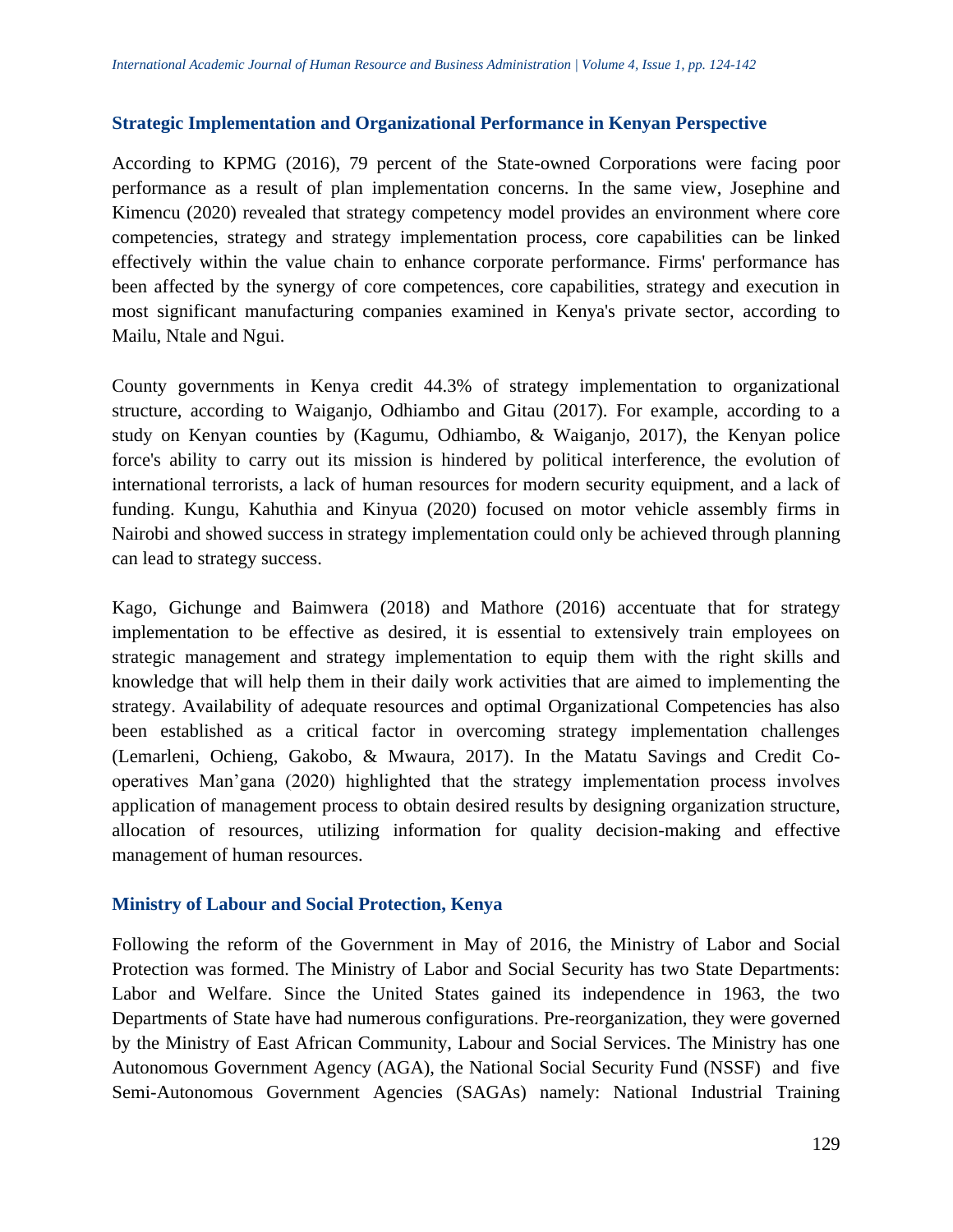### Strategic Implementation and Organizational Performance in Kenyan Perspective

According to KPMG (2016), 79 percent of the State-owned Corporations were facing poor performance as a result of plan implementation concerns. In the same view, Josephine and Kimencu (2020) revealed that strategy competency model provides an environment where core competencies, strategy and strategy implementation process, core capabilities can be linked effectively within the value chain to enhance corporate performance. Firms' performance has been affected by the synergy of core competences, core capabilities, strategy and execution in most significant manufacturing companies examined in Kenya's private sector, according to Mailu, Ntale and Ngui.

County governments in Kenya credit 44.3% of strategy implementation to organizational structure, according to Waiganjo, Odhiambo and Gitau (2017). For example, according to a study on Kenyan counties by (Kagumu, Odhiambo, & Waiganjo, 2017), the Kenyan police force's ability to carry out its mission is hindered by political interference, the evolution of international terrorists, a lack of human resources for modern security equipment, and a lack of funding. Kungu, Kahuthia and Kinyua (2020) focused on motor vehicle assembly firms in Nairobi and showed success in strategy implementation could only be achieved through planning can lead to strategy success.

Kago, Gichunge and Baimwera (2018) and Mathore (2016) accentuate that for strategy implementation to be effective as desired, it is essential to extensively train employees on strategic management and strategy implementation to equip them with the right skills and knowledge that will help them in their daily work activities that are aimed to implementing the strategy. Availability of adequate resources and optimal Organizational Competencies has also been established as a critical factor in overcoming strategy implementation challenges (Lemarleni, Ochieng, Gakobo, & Mwaura, 2017). In the Matatu Savings and Credit Co-operatives Man'gana (2020) highlighted that the strategy implementation process involves application of management process to obtain desired results by designing organization structure, allocation of resources, utilizing information for quality decision-making and effective management of human resources.

### Ministry of Labour and Social Protection, Kenya

Following the reform of the Government in May of 2016, the Ministry of Labor and Social Protection was formed. The Ministry of Labor and Social Security has two State Departments: Labor and Welfare. Since the United States gained its independence in 1963, the two Departments of State have had numerous configurations. Pre-reorganization, they were governed by the Ministry of East African Community, Labour and Social Services. The Ministry has one Autonomous Government Agency (AGA), the National Social Security Fund (NSSF) and five Semi-Autonomous Government Agencies (SAGAs) namely: National Industrial Training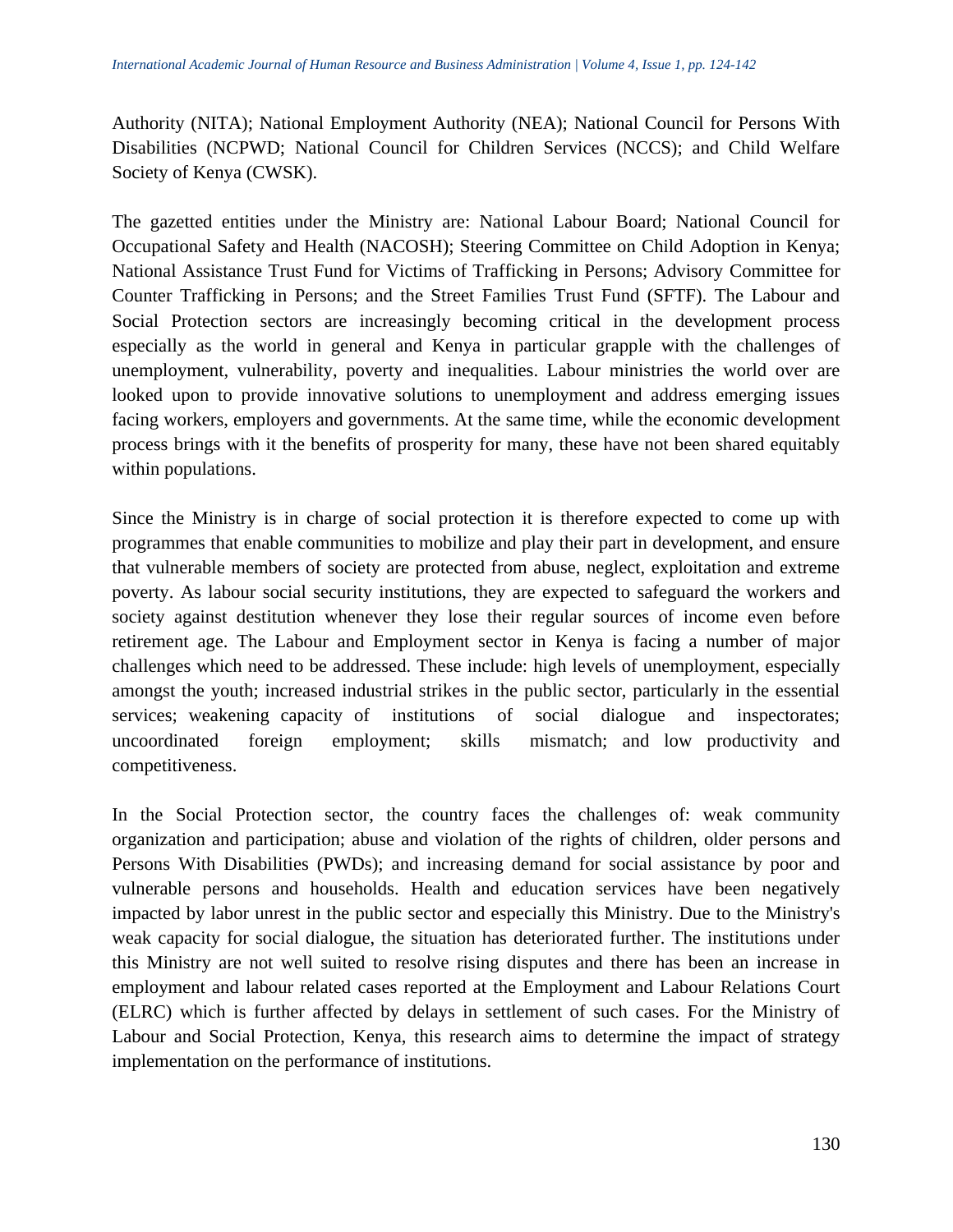Authority (NITA); National Employment Authority (NEA); National Council for Persons With Disabilities (NCPWD; National Council for Children Services (NCCS); and Child Welfare Society of Kenya (CWSK).

The gazetted entities under the Ministry are: National Labour Board; National Council for Occupational Safety and Health (NACOSH); Steering Committee on Child Adoption in Kenya; National Assistance Trust Fund for Victims of Trafficking in Persons; Advisory Committee for Counter Trafficking in Persons; and the Street Families Trust Fund (SFTF). The Labour and Social Protection sectors are increasingly becoming critical in the development process especially as the world in general and Kenya in particular grapple with the challenges of unemployment, vulnerability, poverty and inequalities. Labour ministries the world over are looked upon to provide innovative solutions to unemployment and address emerging issues facing workers, employers and governments. At the same time, while the economic development process brings with it the benefits of prosperity for many, these have not been shared equitably within populations.

Since the Ministry is in charge of social protection it is therefore expected to come up with programmes that enable communities to mobilize and play their part in development, and ensure that vulnerable members of society are protected from abuse, neglect, exploitation and extreme poverty. As labour social security institutions, they are expected to safeguard the workers and society against destitution whenever they lose their regular sources of income even before retirement age. The Labour and Employment sector in Kenya is facing a number of major challenges which need to be addressed. These include: high levels of unemployment, especially amongst the youth; increased industrial strikes in the public sector, particularly in the essential services; weakening capacity of institutions of social dialogue and inspectorates; uncoordinated foreign employment; skills mismatch; and low productivity and competitiveness.

In the Social Protection sector, the country faces the challenges of: weak community organization and participation; abuse and violation of the rights of children, older persons and Persons With Disabilities (PWDs); and increasing demand for social assistance by poor and vulnerable persons and households. Health and education services have been negatively impacted by labor unrest in the public sector and especially this Ministry. Due to the Ministry's weak capacity for social dialogue, the situation has deteriorated further. The institutions under this Ministry are not well suited to resolve rising disputes and there has been an increase in employment and labour related cases reported at the Employment and Labour Relations Court (ELRC) which is further affected by delays in settlement of such cases. For the Ministry of Labour and Social Protection, Kenya, this research aims to determine the impact of strategy implementation on the performance of institutions.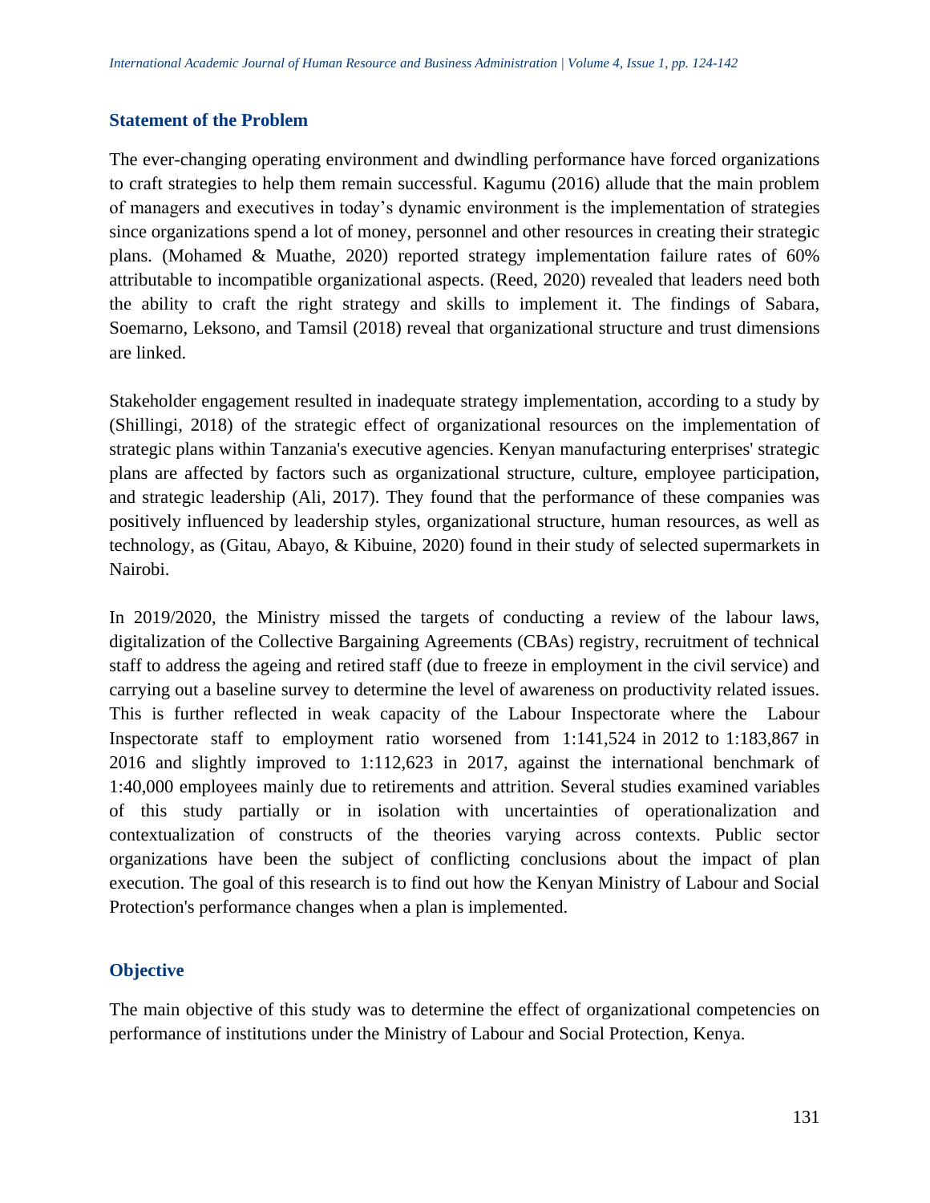## Statement of the Problem

The ever-changing operating environment and dwindling performance have forced organizations to craft strategies to help them remain successful. Kagumu (2016) allude that the main problem of managers and executives in today's dynamic environment is the implementation of strategies since organizations spend a lot of money, personnel and other resources in creating their strategic plans. (Mohamed & Muathe, 2020) reported strategy implementation failure rates of 60% attributable to incompatible organizational aspects. (Reed, 2020) revealed that leaders need both the ability to craft the right strategy and skills to implement it. The findings of Sabara, Soemarno, Leksono, and Tamsil (2018) reveal that organizational structure and trust dimensions are linked.

Stakeholder engagement resulted in inadequate strategy implementation, according to a study by (Shillingi, 2018) of the strategic effect of organizational resources on the implementation of strategic plans within Tanzania's executive agencies. Kenyan manufacturing enterprises' strategic plans are affected by factors such as organizational structure, culture, employee participation, and strategic leadership (Ali, 2017). They found that the performance of these companies was positively influenced by leadership styles, organizational structure, human resources, as well as technology, as (Gitau, Abayo, & Kibuine, 2020) found in their study of selected supermarkets in Nairobi.

In 2019/2020, the Ministry missed the targets of conducting a review of the labour laws, digitalization of the Collective Bargaining Agreements (CBAs) registry, recruitment of technical staff to address the ageing and retired staff (due to freeze in employment in the civil service) and carrying out a baseline survey to determine the level of awareness on productivity related issues. This is further reflected in weak capacity of the Labour Inspectorate where the Labour Inspectorate staff to employment ratio worsened from 1:141,524 in 2012 to 1:183,867 in 2016 and slightly improved to 1:112,623 in 2017, against the international benchmark of 1:40,000 employees mainly due to retirements and attrition. Several studies examined variables of this study partially or in isolation with uncertainties of operationalization and contextualization of constructs of the theories varying across contexts. Public sector organizations have been the subject of conflicting conclusions about the impact of plan execution. The goal of this research is to find out how the Kenyan Ministry of Labour and Social Protection's performance changes when a plan is implemented.

## Objective

The main objective of this study was to determine the effect of organizational competencies on performance of institutions under the Ministry of Labour and Social Protection, Kenya.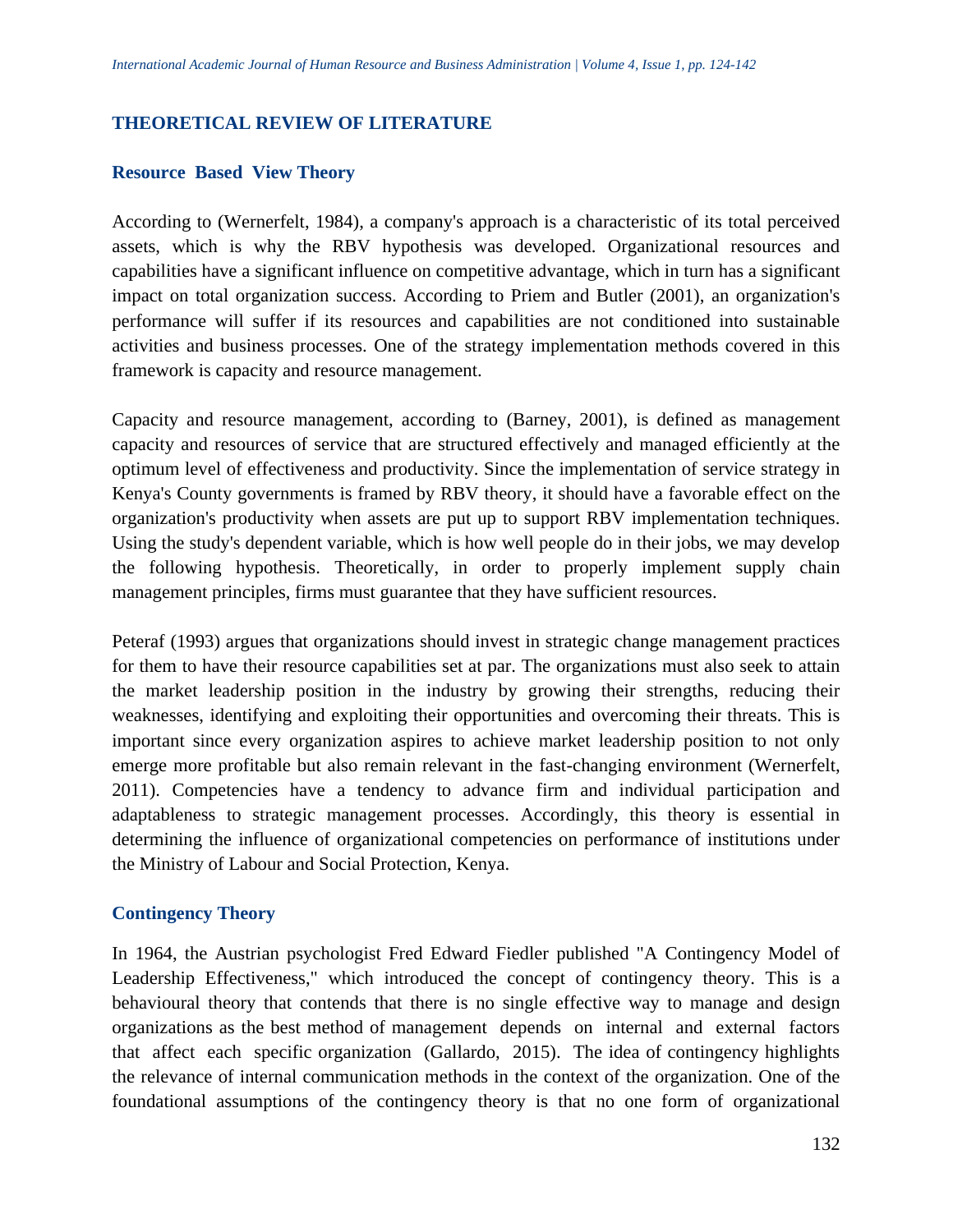## THEORETICAL REVIEW OF LITERATURE

### Resource Based View Theory

According to (Wernerfelt, 1984), a company's approach is a characteristic of its total perceived assets, which is why the RBV hypothesis was developed. Organizational resources and capabilities have a significant influence on competitive advantage, which in turn has a significant impact on total organization success. According to Priem and Butler (2001), an organization's performance will suffer if its resources and capabilities are not conditioned into sustainable activities and business processes. One of the strategy implementation methods covered in this framework is capacity and resource management.

Capacity and resource management, according to (Barney, 2001), is defined as management capacity and resources of service that are structured effectively and managed efficiently at the optimum level of effectiveness and productivity. Since the implementation of service strategy in Kenya's County governments is framed by RBV theory, it should have a favorable effect on the organization's productivity when assets are put up to support RBV implementation techniques. Using the study's dependent variable, which is how well people do in their jobs, we may develop the following hypothesis. Theoretically, in order to properly implement supply chain management principles, firms must guarantee that they have sufficient resources.

Peteraf (1993) argues that organizations should invest in strategic change management practices for them to have their resource capabilities set at par. The organizations must also seek to attain the market leadership position in the industry by growing their strengths, reducing their weaknesses, identifying and exploiting their opportunities and overcoming their threats. This is important since every organization aspires to achieve market leadership position to not only emerge more profitable but also remain relevant in the fast-changing environment (Wernerfelt, 2011). Competencies have a tendency to advance firm and individual participation and adaptableness to strategic management processes. Accordingly, this theory is essential in determining the influence of organizational competencies on performance of institutions under the Ministry of Labour and Social Protection, Kenya.

### Contingency Theory

In 1964, the Austrian psychologist Fred Edward Fiedler published "A Contingency Model of Leadership Effectiveness," which introduced the concept of contingency theory. This is a behavioural theory that contends that there is no single effective way to manage and design organizations as the best method of management depends on internal and external factors that affect each specific organization (Gallardo, 2015). The idea of contingency highlights the relevance of internal communication methods in the context of the organization. One of the foundational assumptions of the contingency theory is that no one form of organizational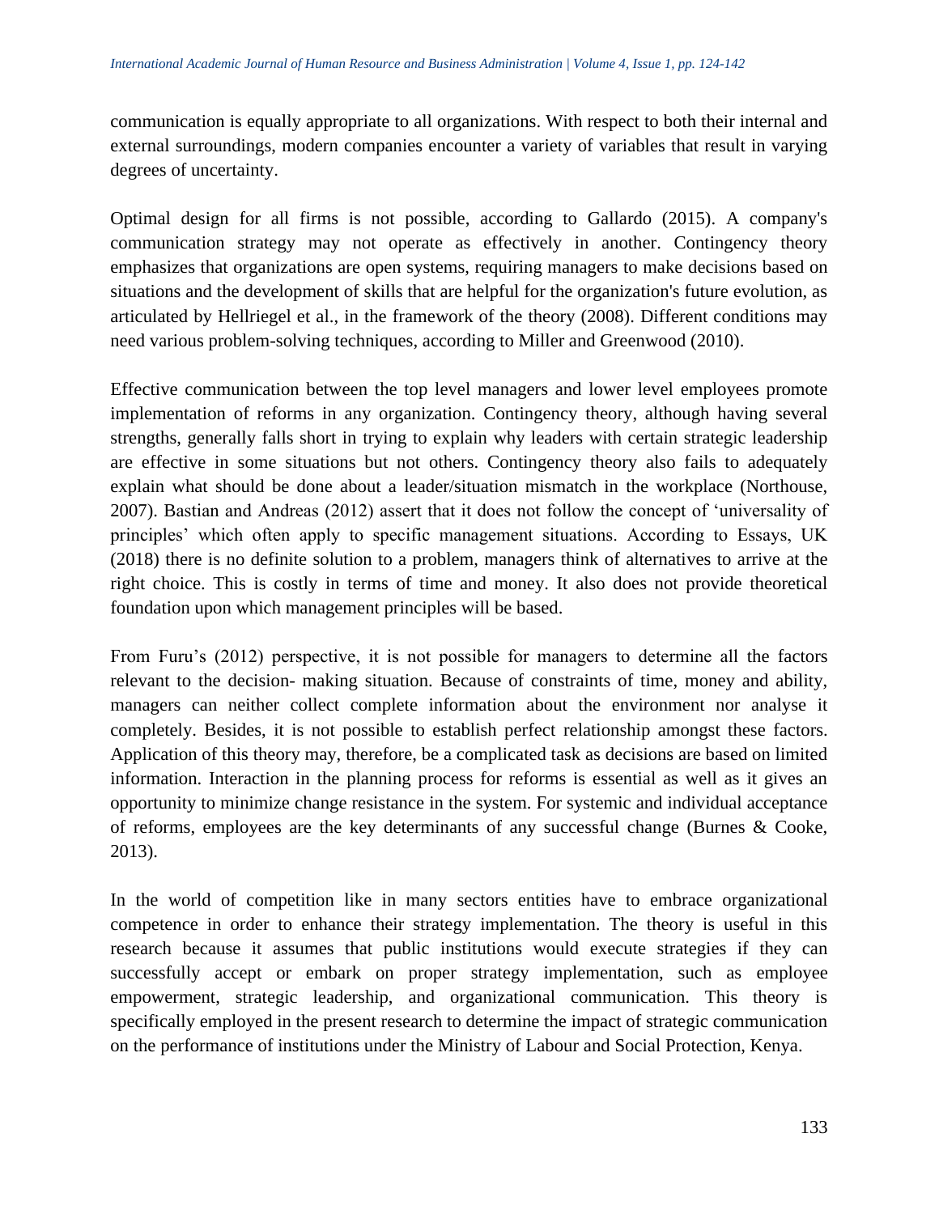communication is equally appropriate to all organizations. With respect to both their internal and external surroundings, modern companies encounter a variety of variables that result in varying degrees of uncertainty.

Optimal design for all firms is not possible, according to Gallardo (2015). A company's communication strategy may not operate as effectively in another. Contingency theory emphasizes that organizations are open systems, requiring managers to make decisions based on situations and the development of skills that are helpful for the organization's future evolution, as articulated by Hellriegel et al., in the framework of the theory (2008). Different conditions may need various problem-solving techniques, according to Miller and Greenwood (2010).

Effective communication between the top level managers and lower level employees promote implementation of reforms in any organization. Contingency theory, although having several strengths, generally falls short in trying to explain why leaders with certain strategic leadership are effective in some situations but not others. Contingency theory also fails to adequately explain what should be done about a leader/situation mismatch in the workplace (Northouse, 2007). Bastian and Andreas (2012) assert that it does not follow the concept of 'universality of principles' which often apply to specific management situations. According to Essays, UK (2018) there is no definite solution to a problem, managers think of alternatives to arrive at the right choice. This is costly in terms of time and money. It also does not provide theoretical foundation upon which management principles will be based.

From Furu's (2012) perspective, it is not possible for managers to determine all the factors relevant to the decision- making situation. Because of constraints of time, money and ability, managers can neither collect complete information about the environment nor analyse it completely. Besides, it is not possible to establish perfect relationship amongst these factors. Application of this theory may, therefore, be a complicated task as decisions are based on limited information. Interaction in the planning process for reforms is essential as well as it gives an opportunity to minimize change resistance in the system. For systemic and individual acceptance of reforms, employees are the key determinants of any successful change (Burnes & Cooke, 2013).

In the world of competition like in many sectors entities have to embrace organizational competence in order to enhance their strategy implementation. The theory is useful in this research because it assumes that public institutions would execute strategies if they can successfully accept or embark on proper strategy implementation, such as employee empowerment, strategic leadership, and organizational communication. This theory is specifically employed in the present research to determine the impact of strategic communication on the performance of institutions under the Ministry of Labour and Social Protection, Kenya.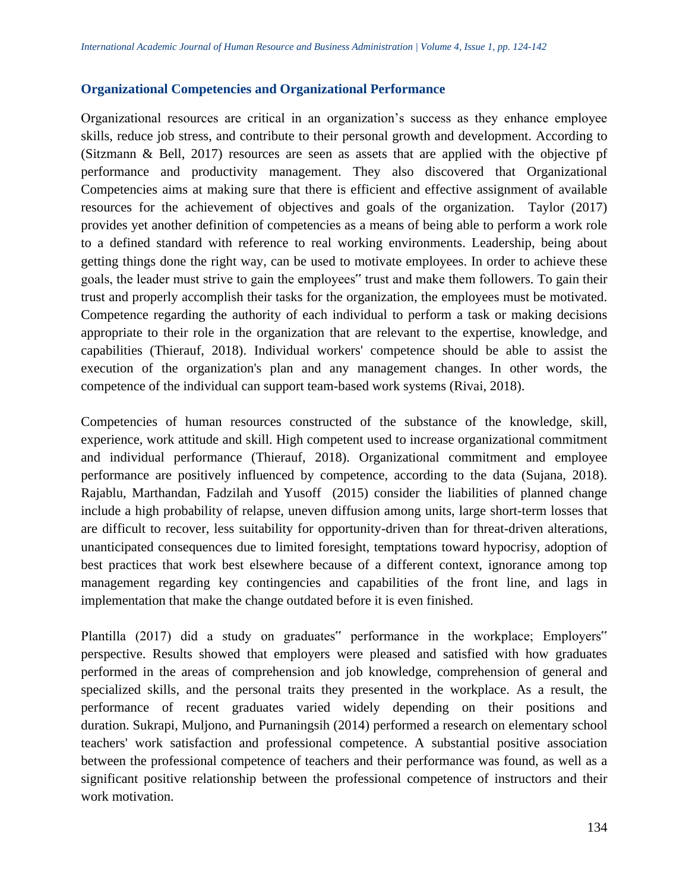## Organizational Competencies and Organizational Performance

Organizational resources are critical in an organization's success as they enhance employee skills, reduce job stress, and contribute to their personal growth and development. According to (Sitzmann & Bell, 2017) resources are seen as assets that are applied with the objective pf performance and productivity management. They also discovered that Organizational Competencies aims at making sure that there is efficient and effective assignment of available resources for the achievement of objectives and goals of the organization. Taylor (2017) provides yet another definition of competencies as a means of being able to perform a work role to a defined standard with reference to real working environments. Leadership, being about getting things done the right way, can be used to motivate employees. In order to achieve these goals, the leader must strive to gain the employees‟ trust and make them followers. To gain their trust and properly accomplish their tasks for the organization, the employees must be motivated. Competence regarding the authority of each individual to perform a task or making decisions appropriate to their role in the organization that are relevant to the expertise, knowledge, and capabilities (Thierauf, 2018). Individual workers' competence should be able to assist the execution of the organization's plan and any management changes. In other words, the competence of the individual can support team-based work systems (Rivai, 2018).

Competencies of human resources constructed of the substance of the knowledge, skill, experience, work attitude and skill. High competent used to increase organizational commitment and individual performance (Thierauf, 2018). Organizational commitment and employee performance are positively influenced by competence, according to the data (Sujana, 2018). Rajablu, Marthandan, Fadzilah and Yusoff (2015) consider the liabilities of planned change include a high probability of relapse, uneven diffusion among units, large short-term losses that are difficult to recover, less suitability for opportunity-driven than for threat-driven alterations, unanticipated consequences due to limited foresight, temptations toward hypocrisy, adoption of best practices that work best elsewhere because of a different context, ignorance among top management regarding key contingencies and capabilities of the front line, and lags in implementation that make the change outdated before it is even finished.

Plantilla (2017) did a study on graduates‟ performance in the workplace; Employers‟ perspective. Results showed that employers were pleased and satisfied with how graduates performed in the areas of comprehension and job knowledge, comprehension of general and specialized skills, and the personal traits they presented in the workplace. As a result, the performance of recent graduates varied widely depending on their positions and duration. Sukrapi, Muljono, and Purnaningsih (2014) performed a research on elementary school teachers' work satisfaction and professional competence. A substantial positive association between the professional competence of teachers and their performance was found, as well as a significant positive relationship between the professional competence of instructors and their work motivation.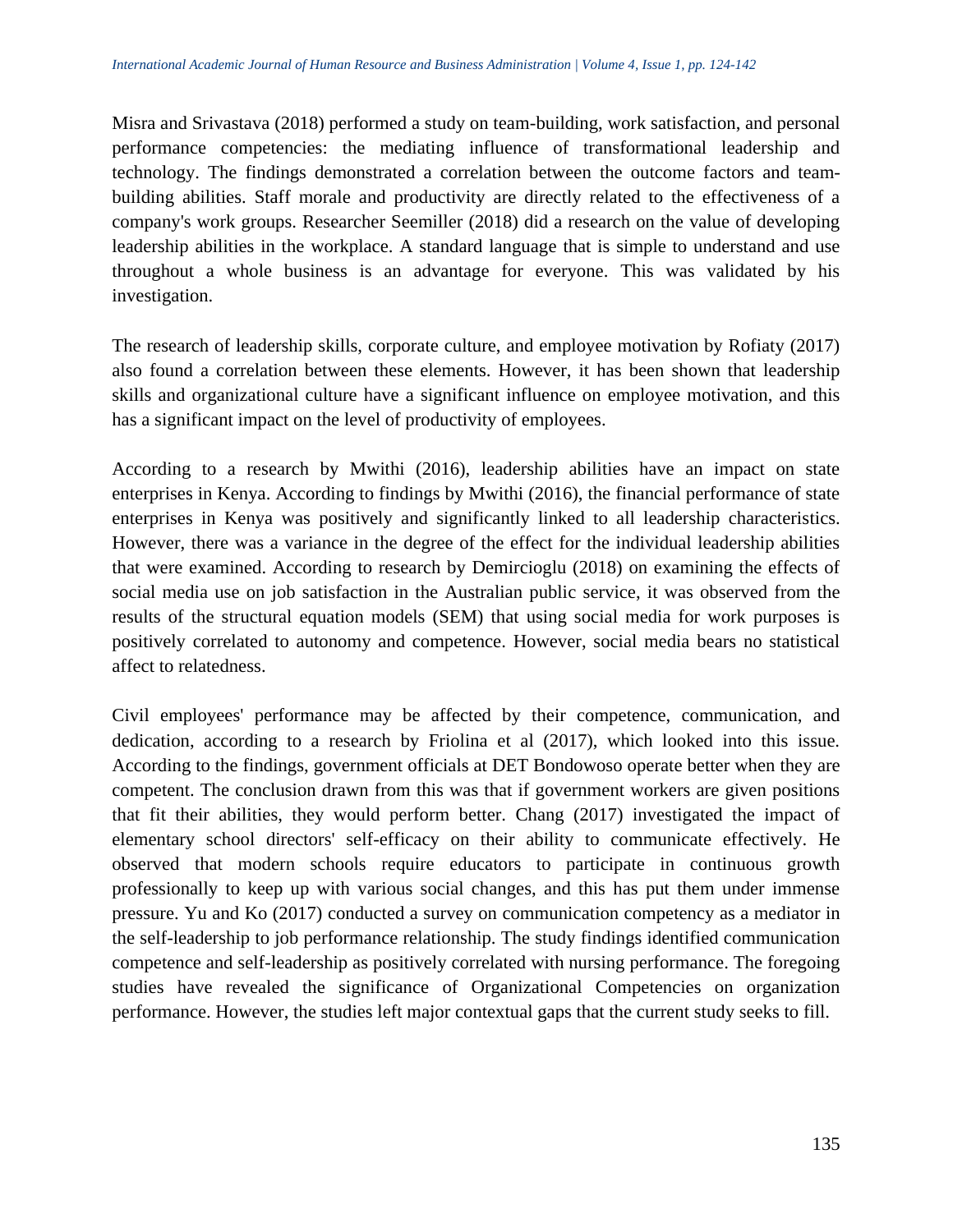Misra and Srivastava (2018) performed a study on team-building, work satisfaction, and personal performance competencies: the mediating influence of transformational leadership and technology. The findings demonstrated a correlation between the outcome factors and team-building abilities. Staff morale and productivity are directly related to the effectiveness of a company's work groups. Researcher Seemiller (2018) did a research on the value of developing leadership abilities in the workplace. A standard language that is simple to understand and use throughout a whole business is an advantage for everyone. This was validated by his investigation.

The research of leadership skills, corporate culture, and employee motivation by Rofiaty (2017) also found a correlation between these elements. However, it has been shown that leadership skills and organizational culture have a significant influence on employee motivation, and this has a significant impact on the level of productivity of employees.

According to a research by Mwithi (2016), leadership abilities have an impact on state enterprises in Kenya. According to findings by Mwithi (2016), the financial performance of state enterprises in Kenya was positively and significantly linked to all leadership characteristics. However, there was a variance in the degree of the effect for the individual leadership abilities that were examined. According to research by Demircioglu (2018) on examining the effects of social media use on job satisfaction in the Australian public service, it was observed from the results of the structural equation models (SEM) that using social media for work purposes is positively correlated to autonomy and competence. However, social media bears no statistical affect to relatedness.

Civil employees' performance may be affected by their competence, communication, and dedication, according to a research by Friolina et al (2017), which looked into this issue. According to the findings, government officials at DET Bondowoso operate better when they are competent. The conclusion drawn from this was that if government workers are given positions that fit their abilities, they would perform better. Chang (2017) investigated the impact of elementary school directors' self-efficacy on their ability to communicate effectively. He observed that modern schools require educators to participate in continuous growth professionally to keep up with various social changes, and this has put them under immense pressure. Yu and Ko (2017) conducted a survey on communication competency as a mediator in the self-leadership to job performance relationship. The study findings identified communication competence and self-leadership as positively correlated with nursing performance. The foregoing studies have revealed the significance of Organizational Competencies on organization performance. However, the studies left major contextual gaps that the current study seeks to fill.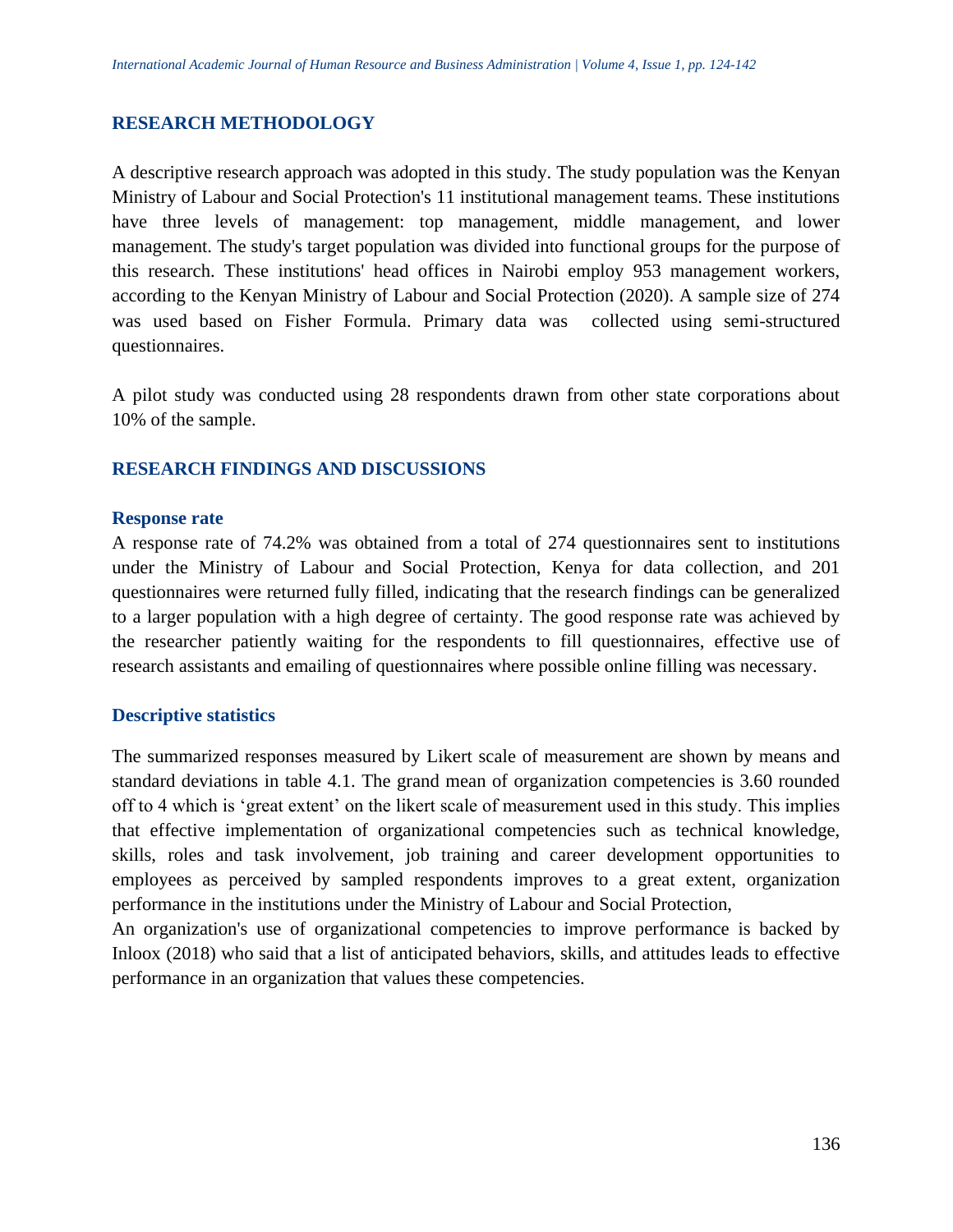## RESEARCH METHODOLOGY

A descriptive research approach was adopted in this study. The study population was the Kenyan Ministry of Labour and Social Protection's 11 institutional management teams. These institutions have three levels of management: top management, middle management, and lower management. The study's target population was divided into functional groups for the purpose of this research. These institutions' head offices in Nairobi employ 953 management workers, according to the Kenyan Ministry of Labour and Social Protection (2020). A sample size of 274 was used based on Fisher Formula. Primary data was collected using semi-structured questionnaires.

A pilot study was conducted using 28 respondents drawn from other state corporations about 10% of the sample.

## RESEARCH FINDINGS AND DISCUSSIONS

### Response rate

A response rate of 74.2% was obtained from a total of 274 questionnaires sent to institutions under the Ministry of Labour and Social Protection, Kenya for data collection, and 201 questionnaires were returned fully filled, indicating that the research findings can be generalized to a larger population with a high degree of certainty. The good response rate was achieved by the researcher patiently waiting for the respondents to fill questionnaires, effective use of research assistants and emailing of questionnaires where possible online filling was necessary.

### Descriptive statistics

The summarized responses measured by Likert scale of measurement are shown by means and standard deviations in table 4.1. The grand mean of organization competencies is 3.60 rounded off to 4 which is 'great extent' on the likert scale of measurement used in this study. This implies that effective implementation of organizational competencies such as technical knowledge, skills, roles and task involvement, job training and career development opportunities to employees as perceived by sampled respondents improves to a great extent, organization performance in the institutions under the Ministry of Labour and Social Protection,

An organization's use of organizational competencies to improve performance is backed by Inloox (2018) who said that a list of anticipated behaviors, skills, and attitudes leads to effective performance in an organization that values these competencies.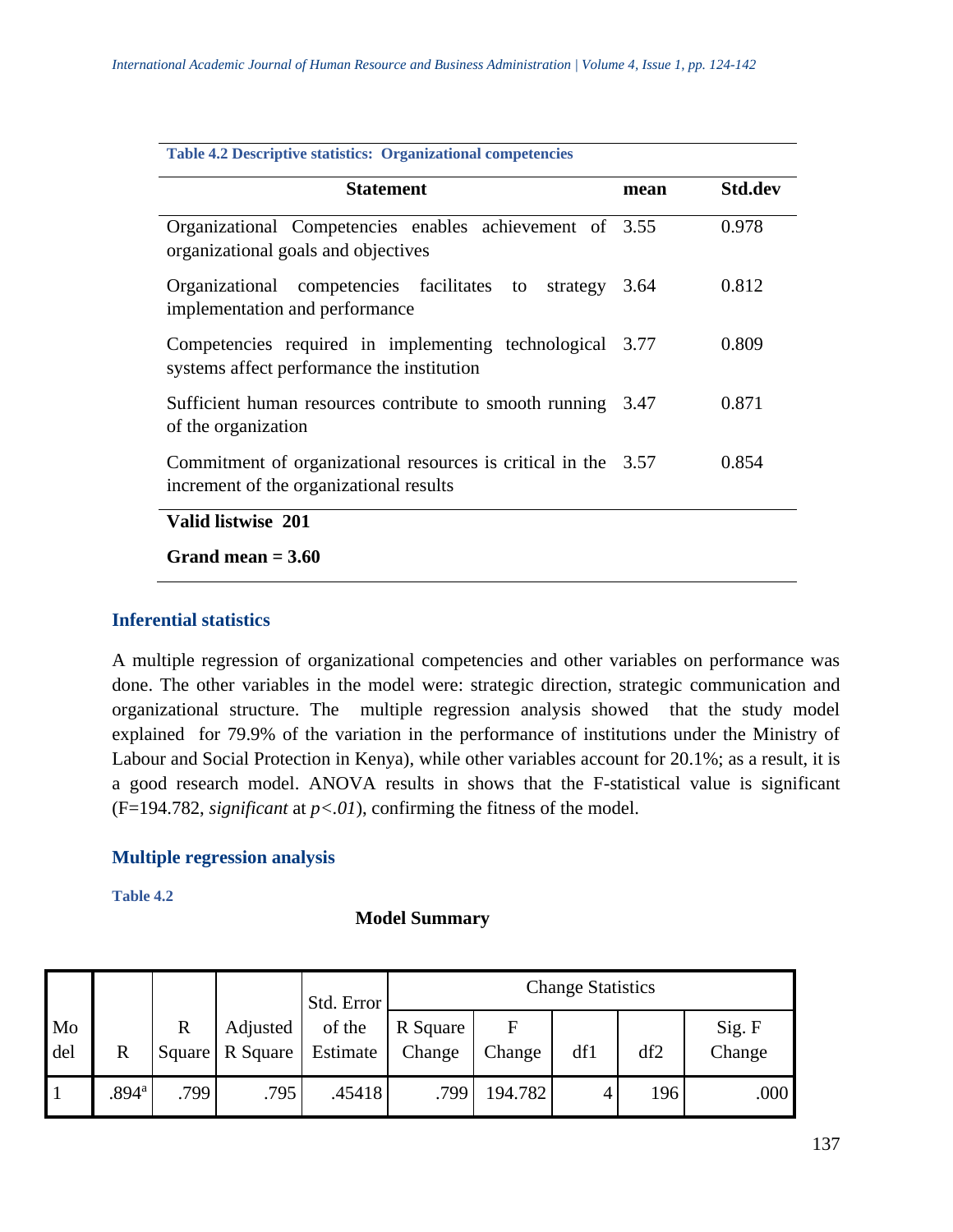**Table 4.2 Descriptive statistics: Organizational competencies**

| Statement | mean | Std.dev |
|---|---|---|
| Organizational Competencies enables achievement of organizational goals and objectives | 3.55 | 0.978 |
| Organizational competencies facilitates to strategy implementation and performance | 3.64 | 0.812 |
| Competencies required in implementing technological systems affect performance the institution | 3.77 | 0.809 |
| Sufficient human resources contribute to smooth running of the organization | 3.47 | 0.871 |
| Commitment of organizational resources is critical in the increment of the organizational results | 3.57 | 0.854 |
| **Valid listwise 201** | | |
| **Grand mean = 3.60** | | |

## Inferential statistics

A multiple regression of organizational competencies and other variables on performance was done. The other variables in the model were: strategic direction, strategic communication and organizational structure. The multiple regression analysis showed that the study model explained for 79.9% of the variation in the performance of institutions under the Ministry of Labour and Social Protection in Kenya), while other variables account for 20.1%; as a result, it is a good research model. ANOVA results in shows that the F-statistical value is significant (F=194.782, *significant* at *p<.01*), confirming the fitness of the model.

## Multiple regression analysis

**Table 4.2**

**Model Summary**

| Model | R | R Square | Adjusted R Square | Std. Error of the Estimate | Change Statistics | | | | |
|---|---|---|---|---|---|---|---|---|---|
| | | | | | R Square Change | F Change | df1 | df2 | Sig. F Change |
| 1 | .894[a] | .799 | .795 | .45418 | .799 | 194.782 | 4 | 196 | .000 |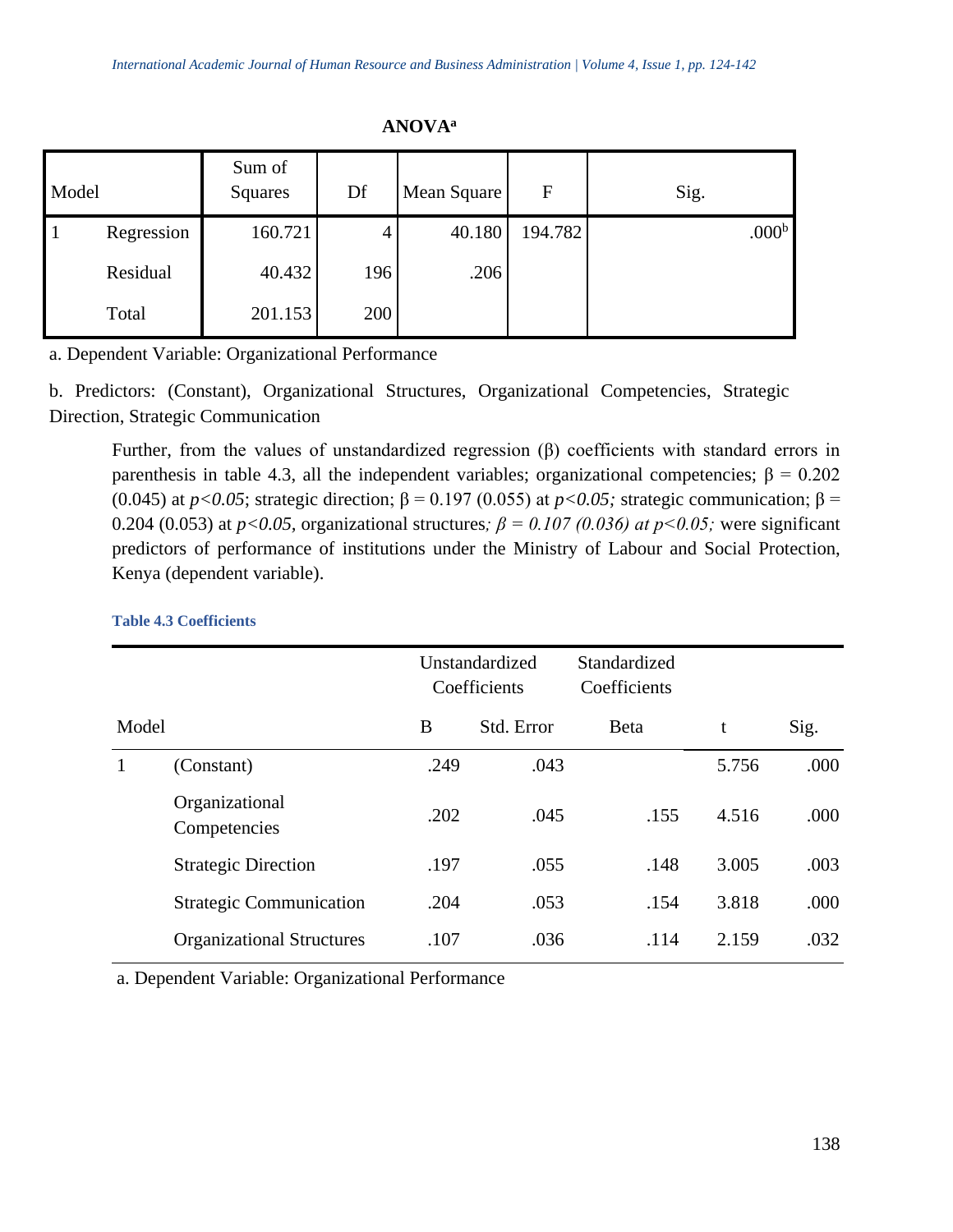**ANOVA[a]**

| Model | | Sum of Squares | Df | Mean Square | F | Sig. |
|---|---|---|---|---|---|---|
| 1 | Regression | 160.721 | 4 | 40.180 | 194.782 | .000[b] |
| | Residual | 40.432 | 196 | .206 | | |
| | Total | 201.153 | 200 | | | |

a. Dependent Variable: Organizational Performance

b. Predictors: (Constant), Organizational Structures, Organizational Competencies, Strategic Direction, Strategic Communication

Further, from the values of unstandardized regression (β) coefficients with standard errors in parenthesis in table 4.3, all the independent variables; organizational competencies; $\beta = 0.202$ (0.045) at $p<0.05$; strategic direction; $\beta = 0.197$ (0.055) at $p<0.05$; strategic communication; $\beta = 0.204$ (0.053) at $p<0.05$, organizational structures*; $\beta = 0.107$ (0.036) at $p<0.05$;* were significant predictors of performance of institutions under the Ministry of Labour and Social Protection, Kenya (dependent variable).

**Table 4.3 Coefficients**

| Model | | Unstandardized Coefficients | | Standardized Coefficients | | |
|---|---|---|---|---|---|---|
| | | B | Std. Error | Beta | t | Sig. |
| 1 | (Constant) | .249 | .043 | | 5.756 | .000 |
| | Organizational Competencies | .202 | .045 | .155 | 4.516 | .000 |
| | Strategic Direction | .197 | .055 | .148 | 3.005 | .003 |
| | Strategic Communication | .204 | .053 | .154 | 3.818 | .000 |
| | Organizational Structures | .107 | .036 | .114 | 2.159 | .032 |

a. Dependent Variable: Organizational Performance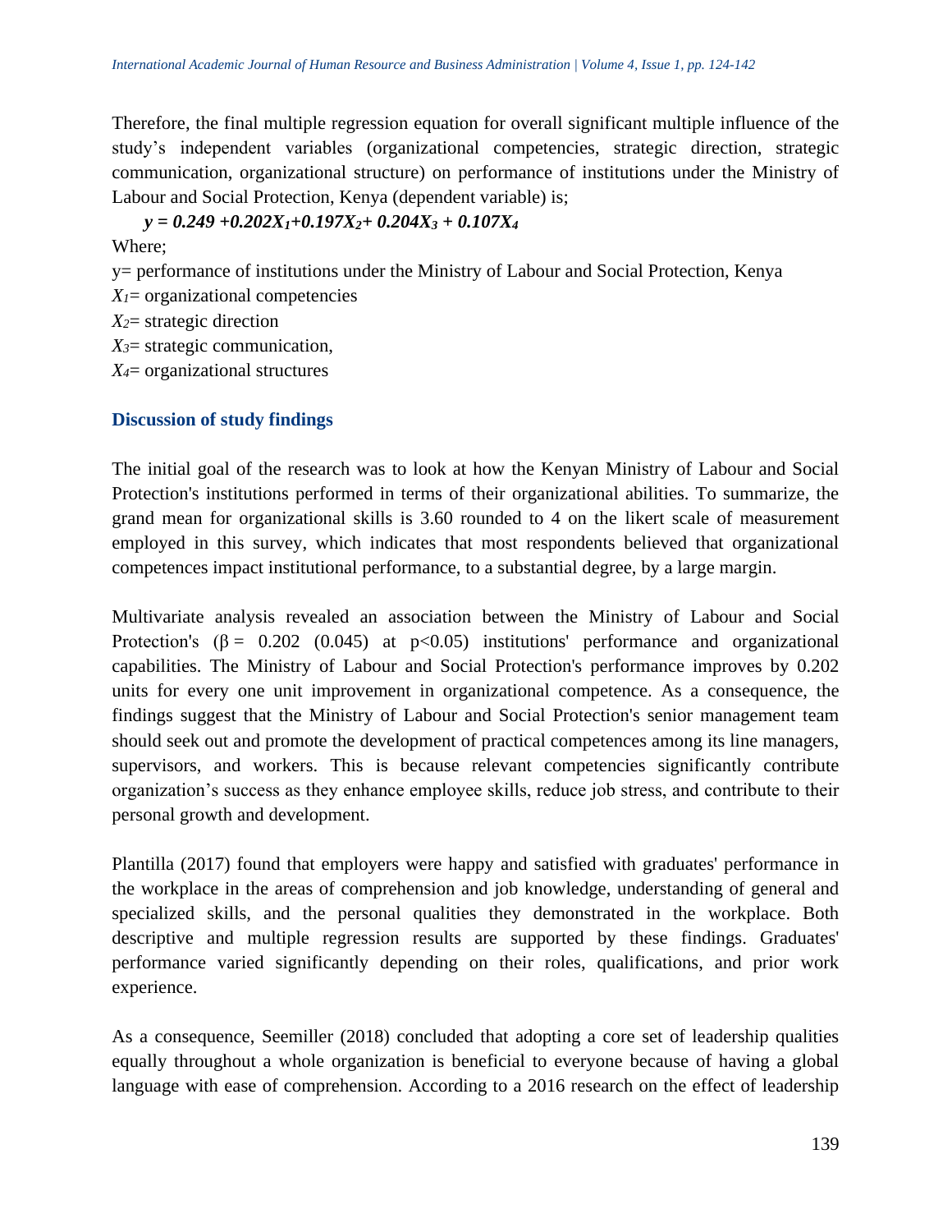Therefore, the final multiple regression equation for overall significant multiple influence of the study's independent variables (organizational competencies, strategic direction, strategic communication, organizational structure) on performance of institutions under the Ministry of Labour and Social Protection, Kenya (dependent variable) is;

$$y = 0.249 + 0.202X_1 + 0.197X_2 + 0.204X_3 + 0.107X_4$$

Where;

y= performance of institutions under the Ministry of Labour and Social Protection, Kenya

$X_1$= organizational competencies

$X_2$= strategic direction

$X_3$= strategic communication,

$X_4$= organizational structures

## Discussion of study findings

The initial goal of the research was to look at how the Kenyan Ministry of Labour and Social Protection's institutions performed in terms of their organizational abilities. To summarize, the grand mean for organizational skills is 3.60 rounded to 4 on the likert scale of measurement employed in this survey, which indicates that most respondents believed that organizational competences impact institutional performance, to a substantial degree, by a large margin.

Multivariate analysis revealed an association between the Ministry of Labour and Social Protection's ($\beta = 0.202$ (0.045) at $p<0.05$) institutions' performance and organizational capabilities. The Ministry of Labour and Social Protection's performance improves by 0.202 units for every one unit improvement in organizational competence. As a consequence, the findings suggest that the Ministry of Labour and Social Protection's senior management team should seek out and promote the development of practical competences among its line managers, supervisors, and workers. This is because relevant competencies significantly contribute organization's success as they enhance employee skills, reduce job stress, and contribute to their personal growth and development.

Plantilla (2017) found that employers were happy and satisfied with graduates' performance in the workplace in the areas of comprehension and job knowledge, understanding of general and specialized skills, and the personal qualities they demonstrated in the workplace. Both descriptive and multiple regression results are supported by these findings. Graduates' performance varied significantly depending on their roles, qualifications, and prior work experience.

As a consequence, Seemiller (2018) concluded that adopting a core set of leadership qualities equally throughout a whole organization is beneficial to everyone because of having a global language with ease of comprehension. According to a 2016 research on the effect of leadership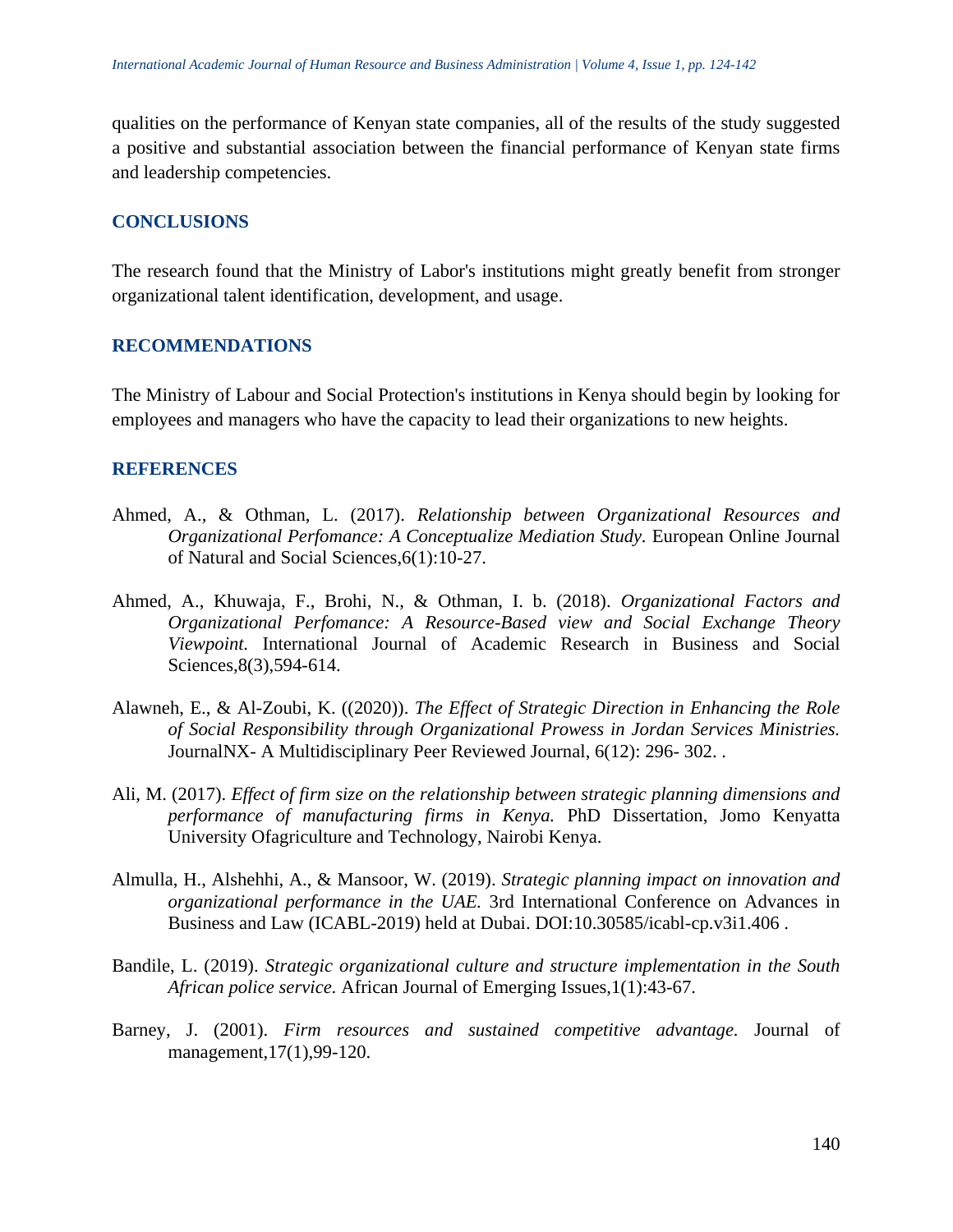qualities on the performance of Kenyan state companies, all of the results of the study suggested a positive and substantial association between the financial performance of Kenyan state firms and leadership competencies.

## CONCLUSIONS

The research found that the Ministry of Labor's institutions might greatly benefit from stronger organizational talent identification, development, and usage.

## RECOMMENDATIONS

The Ministry of Labour and Social Protection's institutions in Kenya should begin by looking for employees and managers who have the capacity to lead their organizations to new heights.

## REFERENCES

Ahmed, A., & Othman, L. (2017). *Relationship between Organizational Resources and Organizational Perfomance: A Conceptualize Mediation Study.* European Online Journal of Natural and Social Sciences,6(1):10-27.

Ahmed, A., Khuwaja, F., Brohi, N., & Othman, I. b. (2018). *Organizational Factors and Organizational Perfomance: A Resource-Based view and Social Exchange Theory Viewpoint.* International Journal of Academic Research in Business and Social Sciences,8(3),594-614.

Alawneh, E., & Al-Zoubi, K. ((2020)). *The Effect of Strategic Direction in Enhancing the Role of Social Responsibility through Organizational Prowess in Jordan Services Ministries.* JournalNX- A Multidisciplinary Peer Reviewed Journal, 6(12): 296- 302. .

Ali, M. (2017). *Effect of firm size on the relationship between strategic planning dimensions and performance of manufacturing firms in Kenya.* PhD Dissertation, Jomo Kenyatta University Ofagriculture and Technology, Nairobi Kenya.

Almulla, H., Alshehhi, A., & Mansoor, W. (2019). *Strategic planning impact on innovation and organizational performance in the UAE.* 3rd International Conference on Advances in Business and Law (ICABL-2019) held at Dubai. DOI:10.30585/icabl-cp.v3i1.406 .

Bandile, L. (2019). *Strategic organizational culture and structure implementation in the South African police service.* African Journal of Emerging Issues,1(1):43-67.

Barney, J. (2001). *Firm resources and sustained competitive advantage.* Journal of management,17(1),99-120.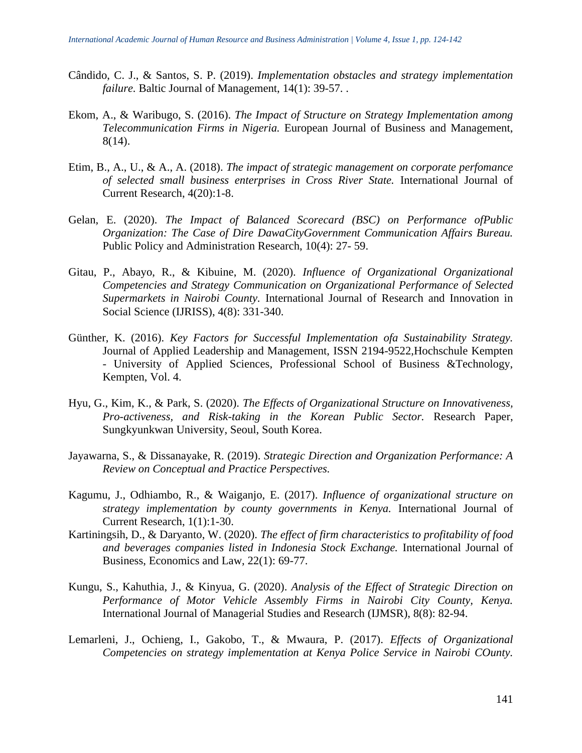Cândido, C. J., & Santos, S. P. (2019). *Implementation obstacles and strategy implementation failure.* Baltic Journal of Management, 14(1): 39-57. .

Ekom, A., & Waribugo, S. (2016). *The Impact of Structure on Strategy Implementation among Telecommunication Firms in Nigeria.* European Journal of Business and Management, 8(14).

Etim, B., A., U., & A., A. (2018). *The impact of strategic management on corporate perfomance of selected small business enterprises in Cross River State.* International Journal of Current Research, 4(20):1-8.

Gelan, E. (2020). *The Impact of Balanced Scorecard (BSC) on Performance ofPublic Organization: The Case of Dire DawaCityGovernment Communication Affairs Bureau.* Public Policy and Administration Research, 10(4): 27- 59.

Gitau, P., Abayo, R., & Kibuine, M. (2020). *Influence of Organizational Organizational Competencies and Strategy Communication on Organizational Performance of Selected Supermarkets in Nairobi County.* International Journal of Research and Innovation in Social Science (IJRISS), 4(8): 331-340.

Günther, K. (2016). *Key Factors for Successful Implementation ofa Sustainability Strategy.* Journal of Applied Leadership and Management, ISSN 2194-9522,Hochschule Kempten - University of Applied Sciences, Professional School of Business &Technology, Kempten, Vol. 4.

Hyu, G., Kim, K., & Park, S. (2020). *The Effects of Organizational Structure on Innovativeness, Pro-activeness, and Risk-taking in the Korean Public Sector.* Research Paper, Sungkyunkwan University, Seoul, South Korea.

Jayawarna, S., & Dissanayake, R. (2019). *Strategic Direction and Organization Performance: A Review on Conceptual and Practice Perspectives.*

Kagumu, J., Odhiambo, R., & Waiganjo, E. (2017). *Influence of organizational structure on strategy implementation by county governments in Kenya.* International Journal of Current Research, 1(1):1-30.

Kartiningsih, D., & Daryanto, W. (2020). *The effect of firm characteristics to profitability of food and beverages companies listed in Indonesia Stock Exchange.* International Journal of Business, Economics and Law, 22(1): 69-77.

Kungu, S., Kahuthia, J., & Kinyua, G. (2020). *Analysis of the Effect of Strategic Direction on Performance of Motor Vehicle Assembly Firms in Nairobi City County, Kenya.* International Journal of Managerial Studies and Research (IJMSR), 8(8): 82-94.

Lemarleni, J., Ochieng, I., Gakobo, T., & Mwaura, P. (2017). *Effects of Organizational Competencies on strategy implementation at Kenya Police Service in Nairobi COunty.*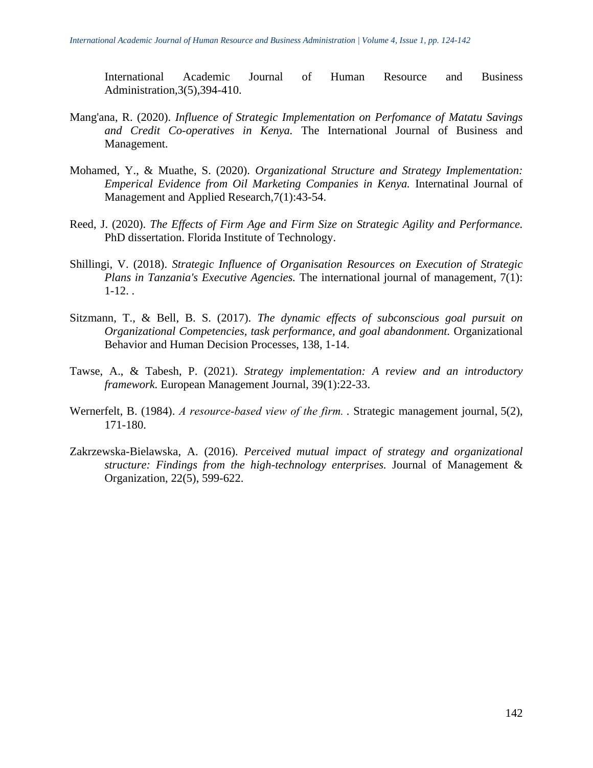International Academic Journal of Human Resource and Business Administration,3(5),394-410.

Mang'ana, R. (2020). *Influence of Strategic Implementation on Perfomance of Matatu Savings and Credit Co-operatives in Kenya.* The International Journal of Business and Management.

Mohamed, Y., & Muathe, S. (2020). *Organizational Structure and Strategy Implementation: Emperical Evidence from Oil Marketing Companies in Kenya.* Internatinal Journal of Management and Applied Research,7(1):43-54.

Reed, J. (2020). *The Effects of Firm Age and Firm Size on Strategic Agility and Performance.* PhD dissertation. Florida Institute of Technology.

Shillingi, V. (2018). *Strategic Influence of Organisation Resources on Execution of Strategic Plans in Tanzania's Executive Agencies.* The international journal of management, 7(1): 1-12. .

Sitzmann, T., & Bell, B. S. (2017). *The dynamic effects of subconscious goal pursuit on Organizational Competencies, task performance, and goal abandonment.* Organizational Behavior and Human Decision Processes, 138, 1-14.

Tawse, A., & Tabesh, P. (2021). *Strategy implementation: A review and an introductory framework.* European Management Journal, 39(1):22-33.

Wernerfelt, B. (1984). *A resource-based view of the firm.* . Strategic management journal, 5(2), 171-180.

Zakrzewska-Bielawska, A. (2016). *Perceived mutual impact of strategy and organizational structure: Findings from the high-technology enterprises.* Journal of Management & Organization, 22(5), 599-622.